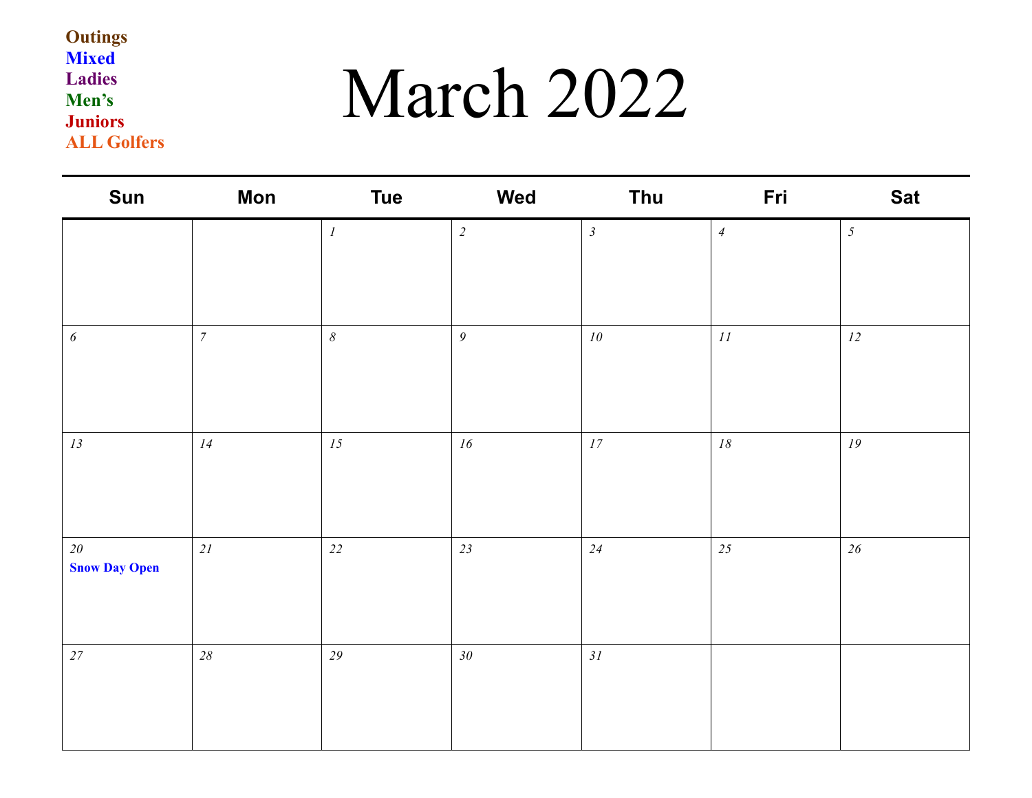**Outings**
**Mixed**
**Ladies**
**Men's**
**Juniors**
**ALL Golfers**

# March 2022

| Sun | Mon | Tue | Wed | Thu | Fri | Sat |
|---|---|---|---|---|---|---|
| | | *1* | *2* | *3* | *4* | *5* |
| *6* | *7* | *8* | *9* | *10* | *11* | *12* |
| *13* | *14* | *15* | *16* | *17* | *18* | *19* |
| *20* **Snow Day Open** | *21* | *22* | *23* | *24* | *25* | *26* |
| *27* | *28* | *29* | *30* | *31* | | |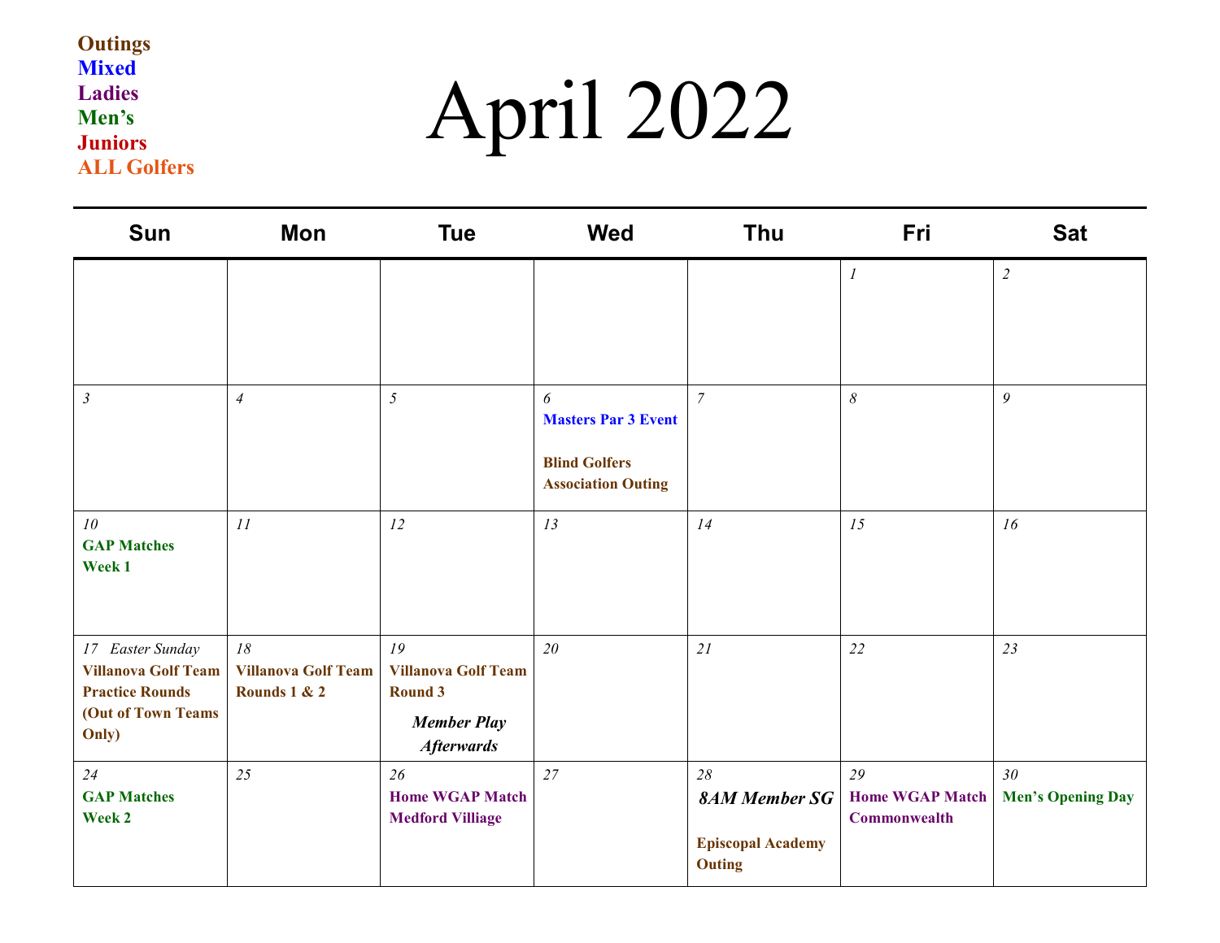**Outings**
**Mixed**
**Ladies**
**Men's**
**Juniors**
**ALL Golfers**

# April 2022

| Sun | Mon | Tue | Wed | Thu | Fri | Sat |
|---|---|---|---|---|---|---|
| | | | | | *1* | *2* |
| *3* | *4* | *5* | *6* **Masters Par 3 Event** **Blind Golfers Association Outing** | *7* | *8* | *9* |
| *10* **GAP Matches Week 1** | *11* | *12* | *13* | *14* | *15* | *16* |
| *17 Easter Sunday* **Villanova Golf Team Practice Rounds (Out of Town Teams Only)** | *18* **Villanova Golf Team Rounds 1 & 2** | *19* **Villanova Golf Team Round 3** ***Member Play Afterwards*** | *20* | *21* | *22* | *23* |
| *24* **GAP Matches Week 2** | *25* | *26* **Home WGAP Match Medford Villiage** | *27* | *28* ***8AM Member SG*** **Episcopal Academy Outing** | *29* **Home WGAP Match Commonwealth** | *30* **Men's Opening Day** |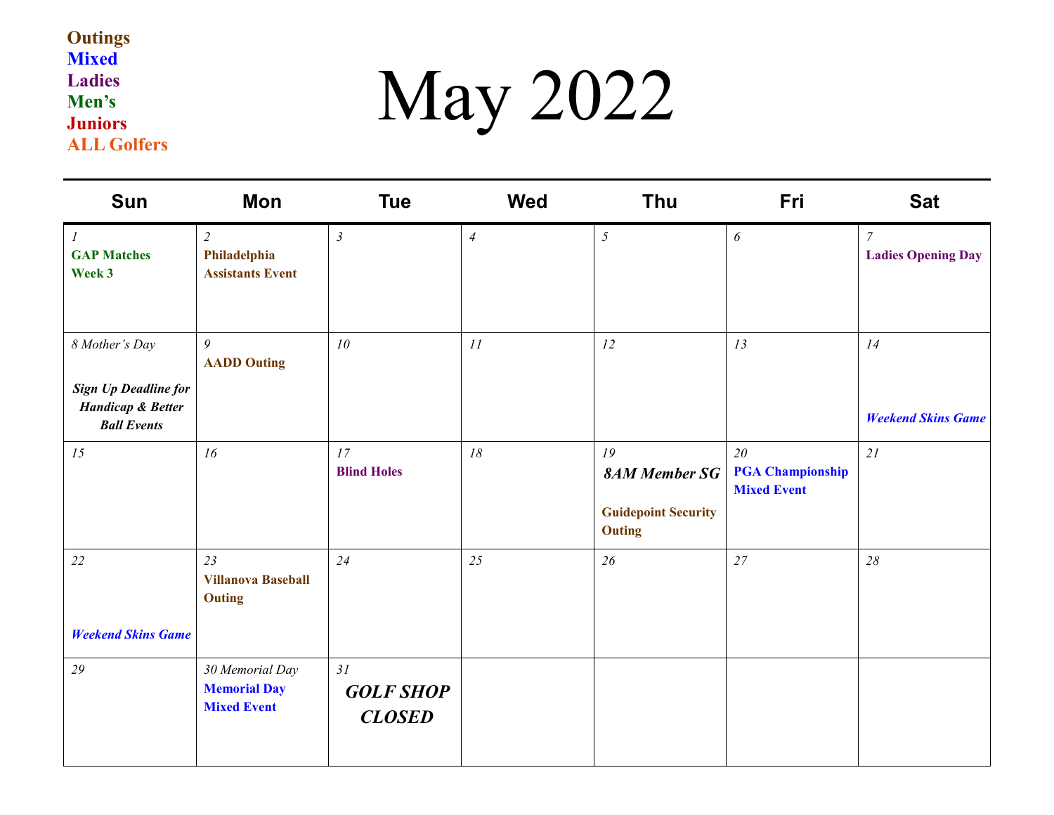**Outings**
**Mixed**
**Ladies**
**Men's**
**Juniors**
**ALL Golfers**

# May 2022

| Sun | Mon | Tue | Wed | Thu | Fri | Sat |
|---|---|---|---|---|---|---|
| *1* **GAP Matches Week 3** | *2* **Philadelphia Assistants Event** | *3* | *4* | *5* | *6* | *7* **Ladies Opening Day** |
| *8 Mother's Day* ***Sign Up Deadline for Handicap & Better Ball Events*** | *9* **AADD Outing** | *10* | *11* | *12* | *13* | *14* ***Weekend Skins Game*** |
| *15* | *16* | *17* **Blind Holes** | *18* | *19* ***8AM Member SG*** **Guidepoint Security Outing** | *20* **PGA Championship Mixed Event** | *21* |
| *22* ***Weekend Skins Game*** | *23* **Villanova Baseball Outing** | *24* | *25* | *26* | *27* | *28* |
| *29* | *30 Memorial Day* **Memorial Day Mixed Event** | *31* ***GOLF SHOP CLOSED*** | | | | |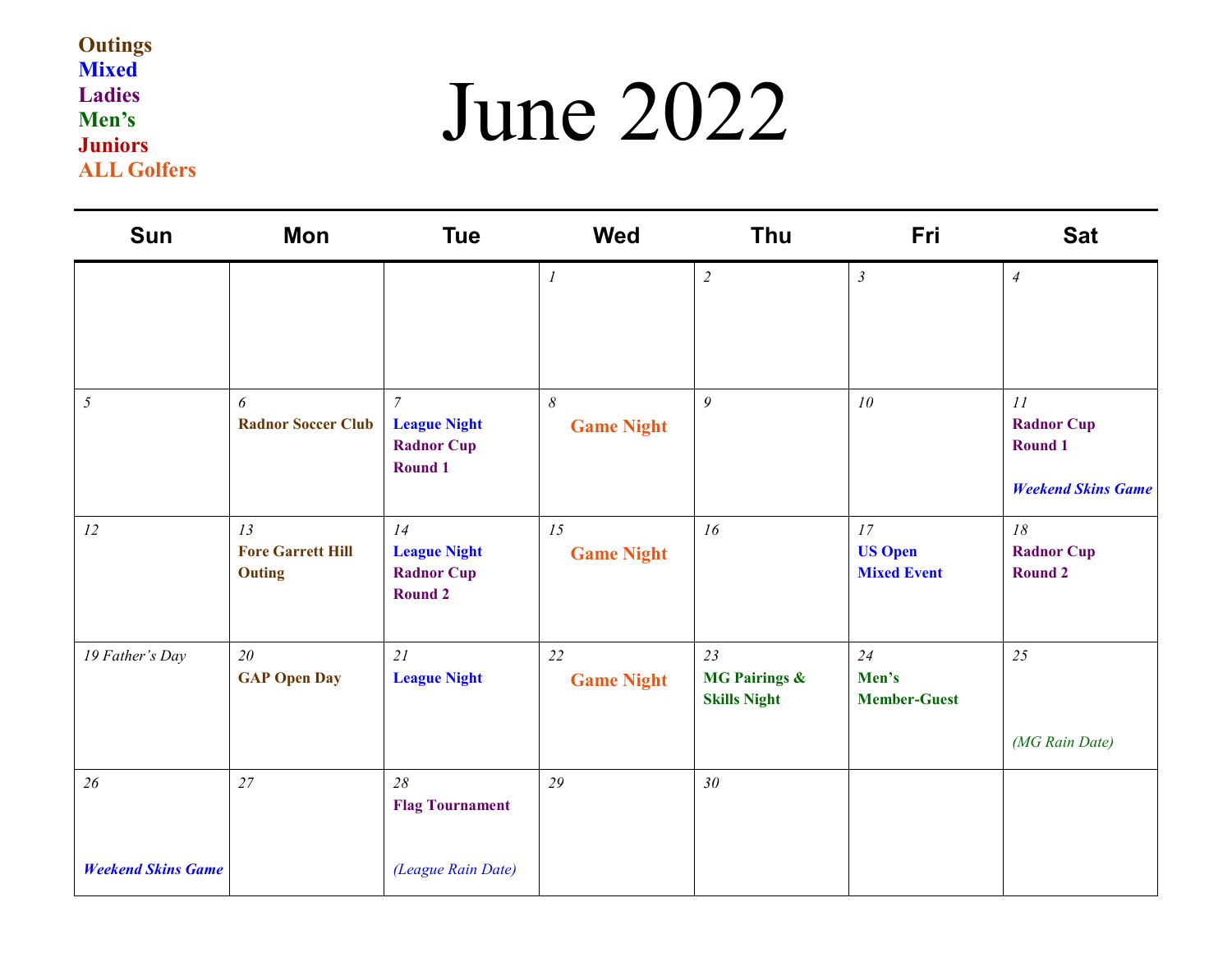**Outings**
**Mixed**
**Ladies**
**Men's**
**Juniors**
**ALL Golfers**

# June 2022

| Sun | Mon | Tue | Wed | Thu | Fri | Sat |
|---|---|---|---|---|---|---|
| | | | *1* | *2* | *3* | *4* |
| *5* | *6* **Radnor Soccer Club** | *7* **League Night** **Radnor Cup Round 1** | *8* **Game Night** | *9* | *10* | *11* **Radnor Cup Round 1** ***Weekend Skins Game*** |
| *12* | *13* **Fore Garrett Hill Outing** | *14* **League Night** **Radnor Cup Round 2** | *15* **Game Night** | *16* | *17* **US Open Mixed Event** | *18* **Radnor Cup Round 2** |
| *19 Father's Day* | *20* **GAP Open Day** | *21* **League Night** | *22* **Game Night** | *23* **MG Pairings & Skills Night** | *24* **Men's Member-Guest** | *25* *(MG Rain Date)* |
| *26* ***Weekend Skins Game*** | *27* | *28* **Flag Tournament** *(League Rain Date)* | *29* | *30* | | |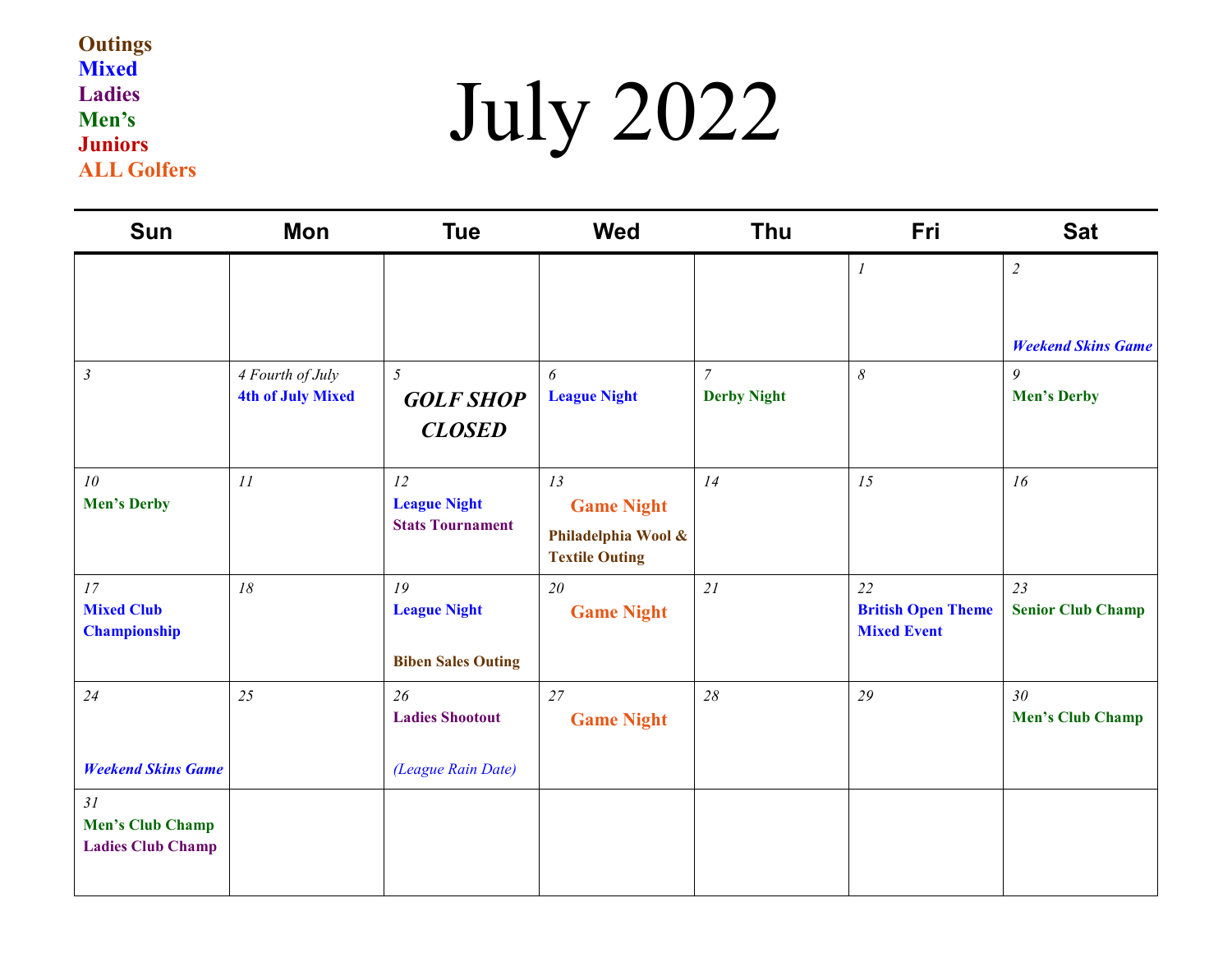**Outings**
**Mixed**
**Ladies**
**Men's**
**Juniors**
**ALL Golfers**

# July 2022

| Sun | Mon | Tue | Wed | Thu | Fri | Sat |
|---|---|---|---|---|---|---|
| | | | | | *1* | *2* ***Weekend Skins Game*** |
| *3* | *4 Fourth of July* **4th of July Mixed** | *5* ***GOLF SHOP CLOSED*** | *6* **League Night** | *7* **Derby Night** | *8* | *9* **Men's Derby** |
| *10* **Men's Derby** | *11* | *12* **League Night** **Stats Tournament** | *13* **Game Night** **Philadelphia Wool & Textile Outing** | *14* | *15* | *16* |
| *17* **Mixed Club Championship** | *18* | *19* **League Night** **Biben Sales Outing** | *20* **Game Night** | *21* | *22* **British Open Theme Mixed Event** | *23* **Senior Club Champ** |
| *24* ***Weekend Skins Game*** | *25* | *26* **Ladies Shootout** *(League Rain Date)* | *27* **Game Night** | *28* | *29* | *30* **Men's Club Champ** |
| *31* **Men's Club Champ** **Ladies Club Champ** | | | | | | |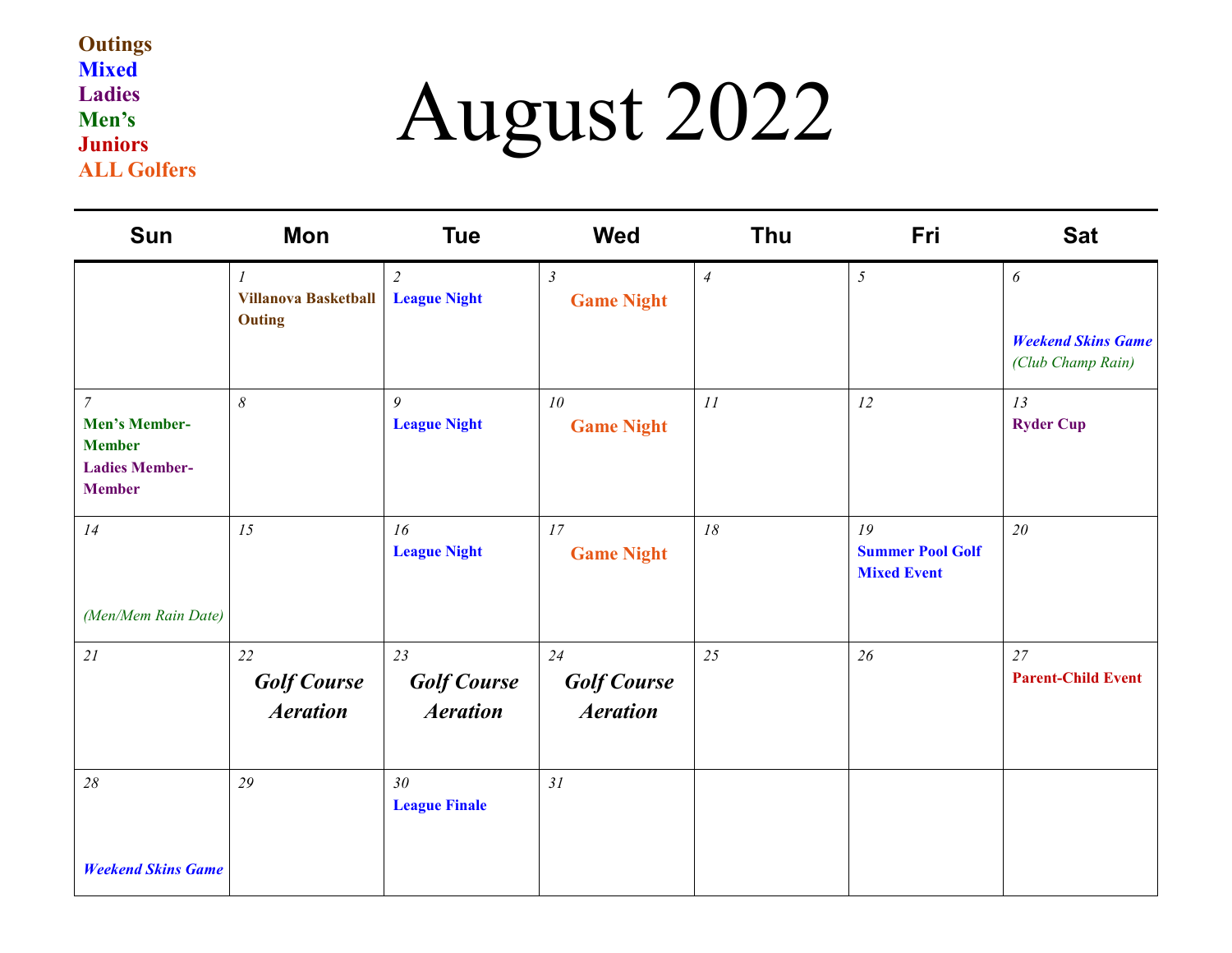**Outings**
**Mixed**
**Ladies**
**Men's**
**Juniors**
**ALL Golfers**

# August 2022

| Sun | Mon | Tue | Wed | Thu | Fri | Sat |
|---|---|---|---|---|---|---|
| | *1* **Villanova Basketball Outing** | *2* **League Night** | *3* **Game Night** | *4* | *5* | *6* ***Weekend Skins Game*** *(Club Champ Rain)* |
| *7* **Men's Member-Member** **Ladies Member-Member** | *8* | *9* **League Night** | *10* **Game Night** | *11* | *12* | *13* **Ryder Cup** |
| *14* *(Men/Mem Rain Date)* | *15* | *16* **League Night** | *17* **Game Night** | *18* | *19* **Summer Pool Golf Mixed Event** | *20* |
| *21* | *22* ***Golf Course Aeration*** | *23* ***Golf Course Aeration*** | *24* ***Golf Course Aeration*** | *25* | *26* | *27* **Parent-Child Event** |
| *28* ***Weekend Skins Game*** | *29* | *30* **League Finale** | *31* | | | |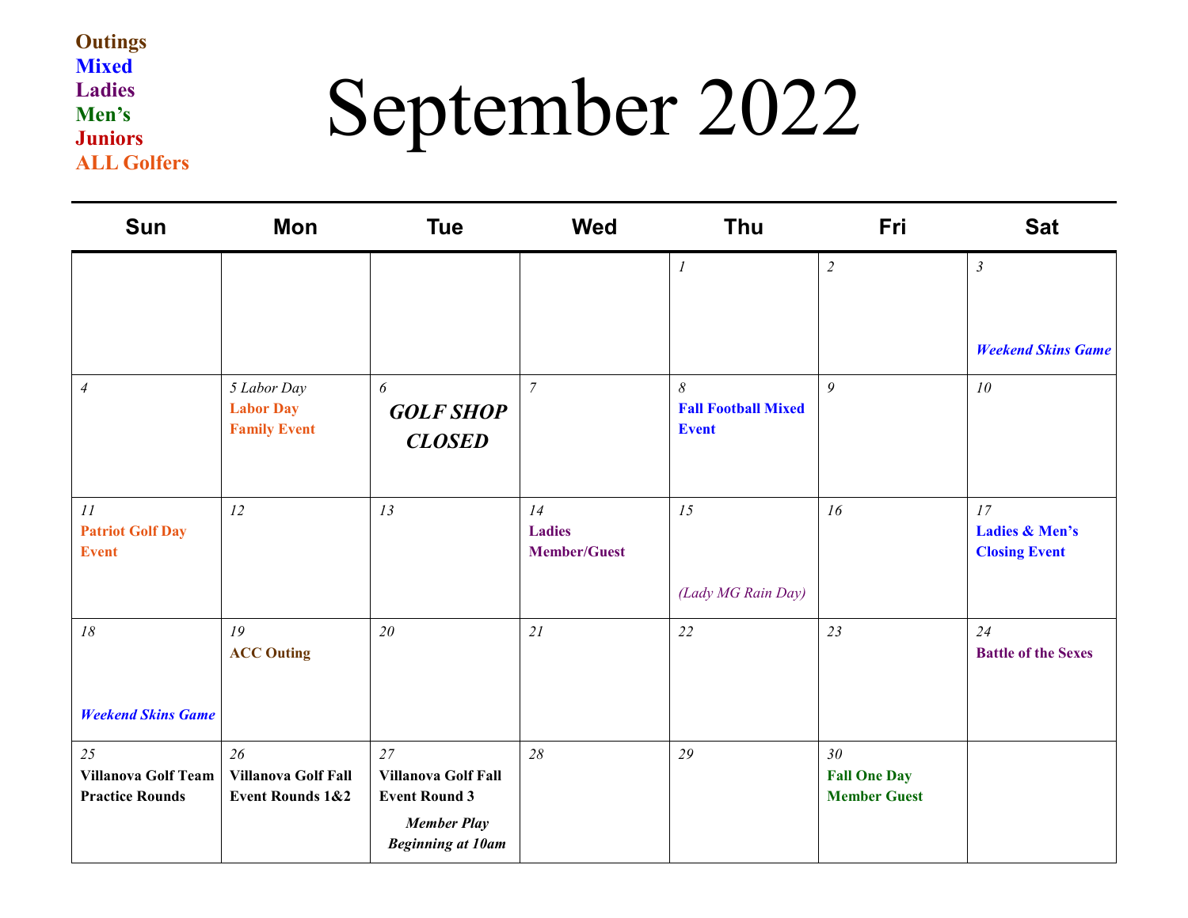**Outings**
**Mixed**
**Ladies**
**Men's**
**Juniors**
**ALL Golfers**

# September 2022

| Sun | Mon | Tue | Wed | Thu | Fri | Sat |
|---|---|---|---|---|---|---|
| | | | | *1* | *2* | *3* ***Weekend Skins Game*** |
| *4* | *5 Labor Day* **Labor Day Family Event** | *6* ***GOLF SHOP CLOSED*** | *7* | *8* **Fall Football Mixed Event** | *9* | *10* |
| *11* **Patriot Golf Day Event** | *12* | *13* | *14* **Ladies Member/Guest** | *15* *(Lady MG Rain Day)* | *16* | *17* **Ladies & Men's Closing Event** |
| *18* ***Weekend Skins Game*** | *19* **ACC Outing** | *20* | *21* | *22* | *23* | *24* **Battle of the Sexes** |
| *25* **Villanova Golf Team Practice Rounds** | *26* **Villanova Golf Fall Event Rounds 1&2** | *27* **Villanova Golf Fall Event Round 3** ***Member Play Beginning at 10am*** | *28* | *29* | *30* **Fall One Day Member Guest** | |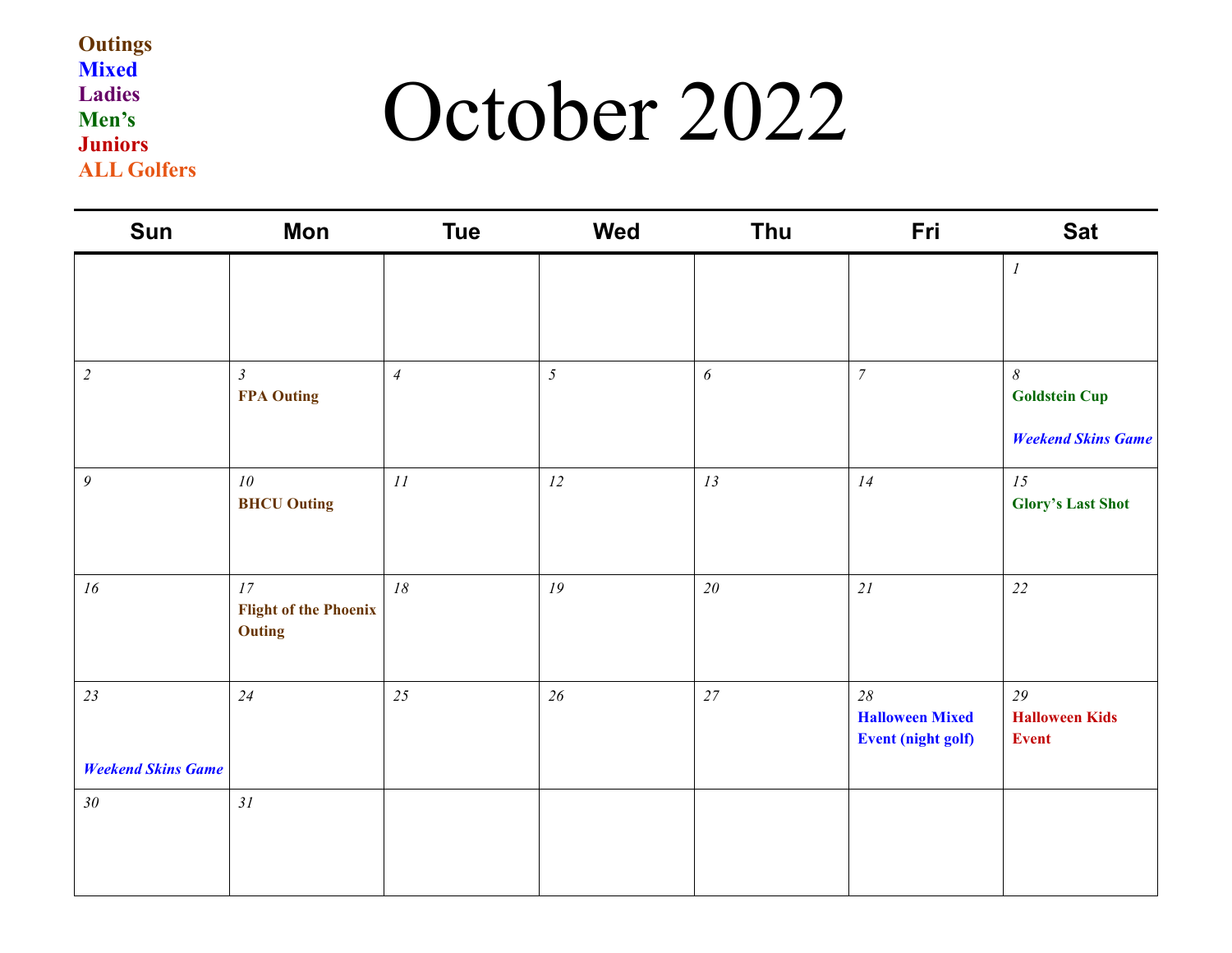**Outings**
**Mixed**
**Ladies**
**Men's**
**Juniors**
**ALL Golfers**

# October 2022

| Sun | Mon | Tue | Wed | Thu | Fri | Sat |
|---|---|---|---|---|---|---|
| | | | | | | *1* |
| *2* | *3* **FPA Outing** | *4* | *5* | *6* | *7* | *8* **Goldstein Cup** ***Weekend Skins Game*** |
| *9* | *10* **BHCU Outing** | *11* | *12* | *13* | *14* | *15* **Glory's Last Shot** |
| *16* | *17* **Flight of the Phoenix Outing** | *18* | *19* | *20* | *21* | *22* |
| *23* ***Weekend Skins Game*** | *24* | *25* | *26* | *27* | *28* **Halloween Mixed Event (night golf)** | *29* **Halloween Kids Event** |
| *30* | *31* | | | | | |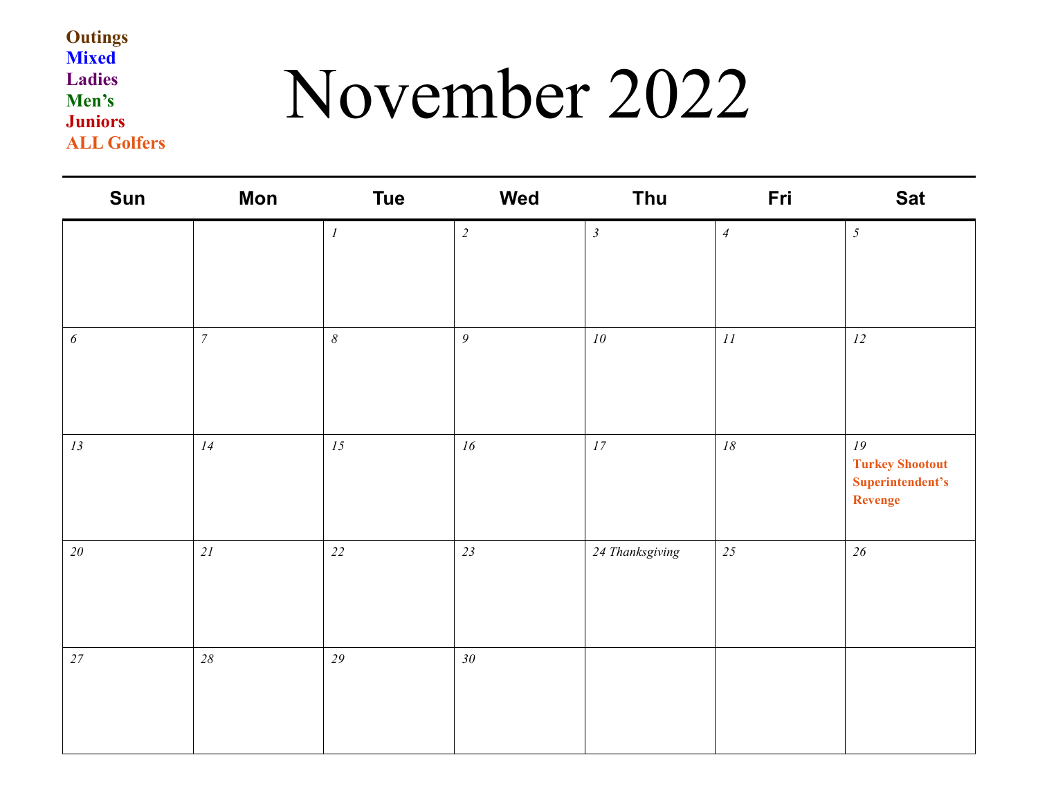**Outings**
**Mixed**
**Ladies**
**Men's**
**Juniors**
**ALL Golfers**

# November 2022

| Sun | Mon | Tue | Wed | Thu | Fri | Sat |
|---|---|---|---|---|---|---|
| | | *1* | *2* | *3* | *4* | *5* |
| *6* | *7* | *8* | *9* | *10* | *11* | *12* |
| *13* | *14* | *15* | *16* | *17* | *18* | *19* **Turkey Shootout Superintendent's Revenge** |
| *20* | *21* | *22* | *23* | *24 Thanksgiving* | *25* | *26* |
| *27* | *28* | *29* | *30* | | | |